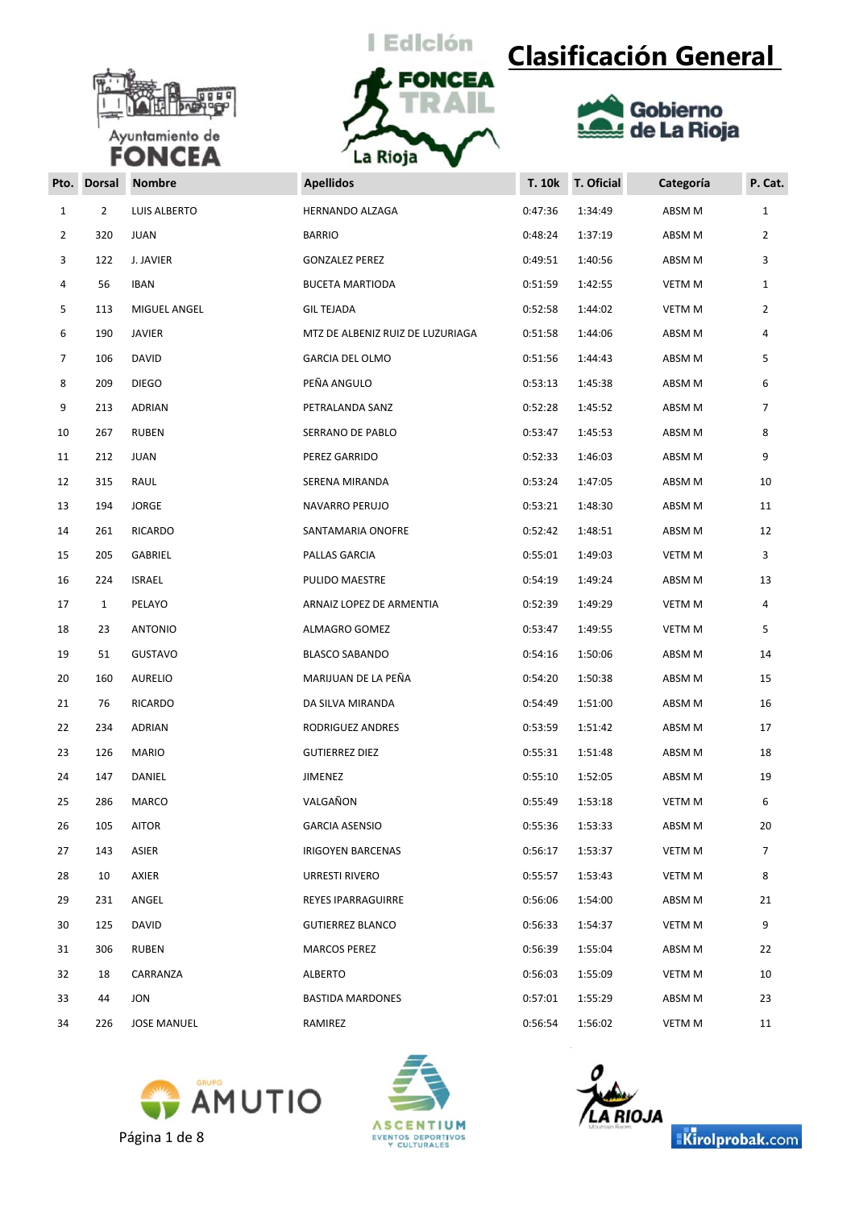# Clasificación General

I Edición FONCEA TRAIL La Rioja

| Pto. | Dorsal | Nombre | Apellidos | T. 10k | T. Oficial | Categoría | P. Cat. |
|---|---|---|---|---|---|---|---|
| 1 | 2 | LUIS ALBERTO | HERNANDO ALZAGA | 0:47:36 | 1:34:49 | ABSM M | 1 |
| 2 | 320 | JUAN | BARRIO | 0:48:24 | 1:37:19 | ABSM M | 2 |
| 3 | 122 | J. JAVIER | GONZALEZ PEREZ | 0:49:51 | 1:40:56 | ABSM M | 3 |
| 4 | 56 | IBAN | BUCETA MARTIODA | 0:51:59 | 1:42:55 | VETM M | 1 |
| 5 | 113 | MIGUEL ANGEL | GIL TEJADA | 0:52:58 | 1:44:02 | VETM M | 2 |
| 6 | 190 | JAVIER | MTZ DE ALBENIZ RUIZ DE LUZURIAGA | 0:51:58 | 1:44:06 | ABSM M | 4 |
| 7 | 106 | DAVID | GARCIA DEL OLMO | 0:51:56 | 1:44:43 | ABSM M | 5 |
| 8 | 209 | DIEGO | PEÑA ANGULO | 0:53:13 | 1:45:38 | ABSM M | 6 |
| 9 | 213 | ADRIAN | PETRALANDA SANZ | 0:52:28 | 1:45:52 | ABSM M | 7 |
| 10 | 267 | RUBEN | SERRANO DE PABLO | 0:53:47 | 1:45:53 | ABSM M | 8 |
| 11 | 212 | JUAN | PEREZ GARRIDO | 0:52:33 | 1:46:03 | ABSM M | 9 |
| 12 | 315 | RAUL | SERENA MIRANDA | 0:53:24 | 1:47:05 | ABSM M | 10 |
| 13 | 194 | JORGE | NAVARRO PERUJO | 0:53:21 | 1:48:30 | ABSM M | 11 |
| 14 | 261 | RICARDO | SANTAMARIA ONOFRE | 0:52:42 | 1:48:51 | ABSM M | 12 |
| 15 | 205 | GABRIEL | PALLAS GARCIA | 0:55:01 | 1:49:03 | VETM M | 3 |
| 16 | 224 | ISRAEL | PULIDO MAESTRE | 0:54:19 | 1:49:24 | ABSM M | 13 |
| 17 | 1 | PELAYO | ARNAIZ LOPEZ DE ARMENTIA | 0:52:39 | 1:49:29 | VETM M | 4 |
| 18 | 23 | ANTONIO | ALMAGRO GOMEZ | 0:53:47 | 1:49:55 | VETM M | 5 |
| 19 | 51 | GUSTAVO | BLASCO SABANDO | 0:54:16 | 1:50:06 | ABSM M | 14 |
| 20 | 160 | AURELIO | MARIJUAN DE LA PEÑA | 0:54:20 | 1:50:38 | ABSM M | 15 |
| 21 | 76 | RICARDO | DA SILVA MIRANDA | 0:54:49 | 1:51:00 | ABSM M | 16 |
| 22 | 234 | ADRIAN | RODRIGUEZ ANDRES | 0:53:59 | 1:51:42 | ABSM M | 17 |
| 23 | 126 | MARIO | GUTIERREZ DIEZ | 0:55:31 | 1:51:48 | ABSM M | 18 |
| 24 | 147 | DANIEL | JIMENEZ | 0:55:10 | 1:52:05 | ABSM M | 19 |
| 25 | 286 | MARCO | VALGAÑON | 0:55:49 | 1:53:18 | VETM M | 6 |
| 26 | 105 | AITOR | GARCIA ASENSIO | 0:55:36 | 1:53:33 | ABSM M | 20 |
| 27 | 143 | ASIER | IRIGOYEN BARCENAS | 0:56:17 | 1:53:37 | VETM M | 7 |
| 28 | 10 | AXIER | URRESTI RIVERO | 0:55:57 | 1:53:43 | VETM M | 8 |
| 29 | 231 | ANGEL | REYES IPARRAGUIRRE | 0:56:06 | 1:54:00 | ABSM M | 21 |
| 30 | 125 | DAVID | GUTIERREZ BLANCO | 0:56:33 | 1:54:37 | VETM M | 9 |
| 31 | 306 | RUBEN | MARCOS PEREZ | 0:56:39 | 1:55:04 | ABSM M | 22 |
| 32 | 18 | CARRANZA | ALBERTO | 0:56:03 | 1:55:09 | VETM M | 10 |
| 33 | 44 | JON | BASTIDA MARDONES | 0:57:01 | 1:55:29 | ABSM M | 23 |
| 34 | 226 | JOSE MANUEL | RAMIREZ | 0:56:54 | 1:56:02 | VETM M | 11 |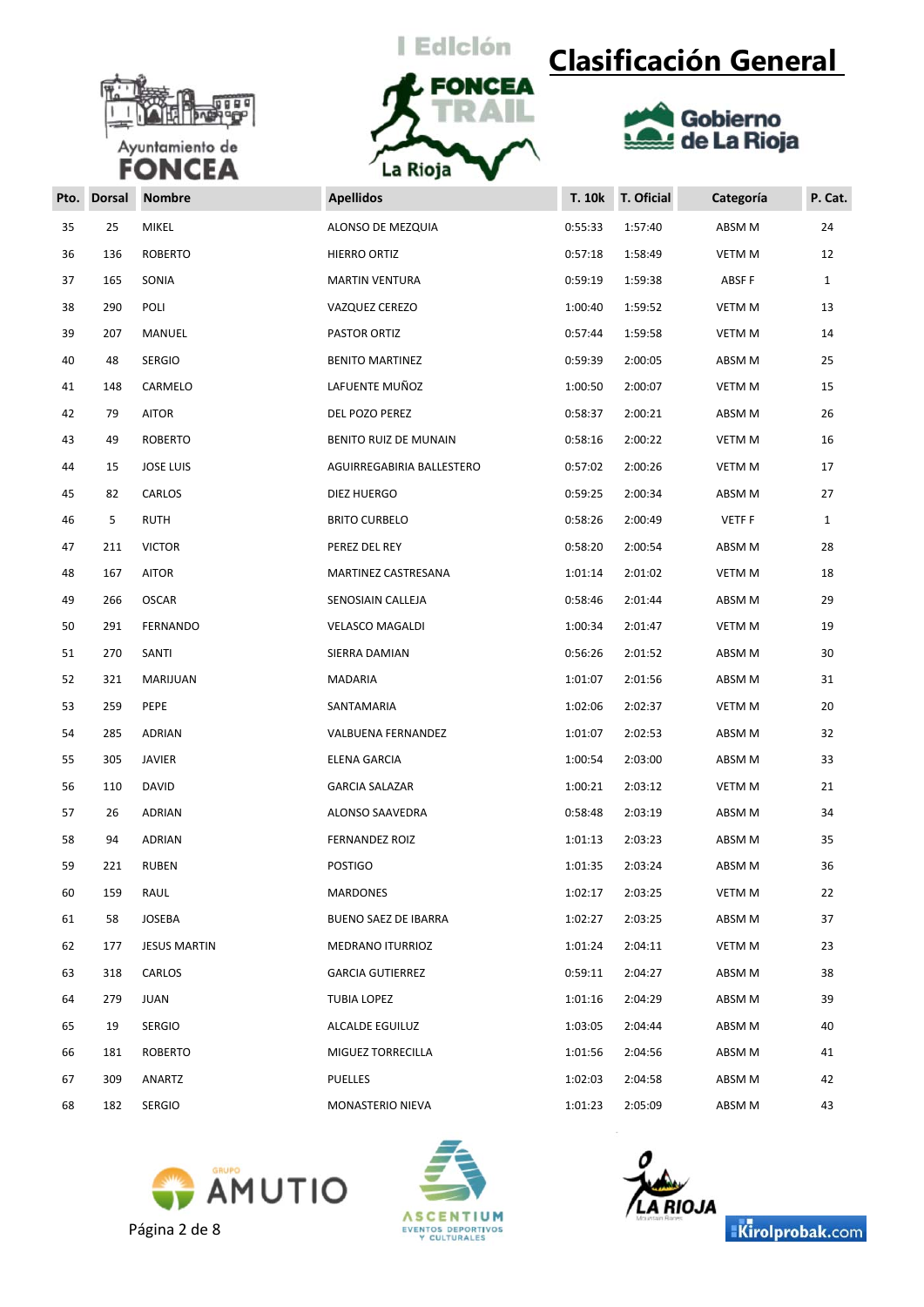# Clasificación General

I Edición FONCEA TRAIL La Rioja

| Pto. | Dorsal | Nombre | Apellidos | T. 10k | T. Oficial | Categoría | P. Cat. |
|---|---|---|---|---|---|---|---|
| 35 | 25 | MIKEL | ALONSO DE MEZQUIA | 0:55:33 | 1:57:40 | ABSM M | 24 |
| 36 | 136 | ROBERTO | HIERRO ORTIZ | 0:57:18 | 1:58:49 | VETM M | 12 |
| 37 | 165 | SONIA | MARTIN VENTURA | 0:59:19 | 1:59:38 | ABSF F | 1 |
| 38 | 290 | POLI | VAZQUEZ CEREZO | 1:00:40 | 1:59:52 | VETM M | 13 |
| 39 | 207 | MANUEL | PASTOR ORTIZ | 0:57:44 | 1:59:58 | VETM M | 14 |
| 40 | 48 | SERGIO | BENITO MARTINEZ | 0:59:39 | 2:00:05 | ABSM M | 25 |
| 41 | 148 | CARMELO | LAFUENTE MUÑOZ | 1:00:50 | 2:00:07 | VETM M | 15 |
| 42 | 79 | AITOR | DEL POZO PEREZ | 0:58:37 | 2:00:21 | ABSM M | 26 |
| 43 | 49 | ROBERTO | BENITO RUIZ DE MUNAIN | 0:58:16 | 2:00:22 | VETM M | 16 |
| 44 | 15 | JOSE LUIS | AGUIRREGABIRIA BALLESTERO | 0:57:02 | 2:00:26 | VETM M | 17 |
| 45 | 82 | CARLOS | DIEZ HUERGO | 0:59:25 | 2:00:34 | ABSM M | 27 |
| 46 | 5 | RUTH | BRITO CURBELO | 0:58:26 | 2:00:49 | VETF F | 1 |
| 47 | 211 | VICTOR | PEREZ DEL REY | 0:58:20 | 2:00:54 | ABSM M | 28 |
| 48 | 167 | AITOR | MARTINEZ CASTRESANA | 1:01:14 | 2:01:02 | VETM M | 18 |
| 49 | 266 | OSCAR | SENOSIAIN CALLEJA | 0:58:46 | 2:01:44 | ABSM M | 29 |
| 50 | 291 | FERNANDO | VELASCO MAGALDI | 1:00:34 | 2:01:47 | VETM M | 19 |
| 51 | 270 | SANTI | SIERRA DAMIAN | 0:56:26 | 2:01:52 | ABSM M | 30 |
| 52 | 321 | MARIJUAN | MADARIA | 1:01:07 | 2:01:56 | ABSM M | 31 |
| 53 | 259 | PEPE | SANTAMARIA | 1:02:06 | 2:02:37 | VETM M | 20 |
| 54 | 285 | ADRIAN | VALBUENA FERNANDEZ | 1:01:07 | 2:02:53 | ABSM M | 32 |
| 55 | 305 | JAVIER | ELENA GARCIA | 1:00:54 | 2:03:00 | ABSM M | 33 |
| 56 | 110 | DAVID | GARCIA SALAZAR | 1:00:21 | 2:03:12 | VETM M | 21 |
| 57 | 26 | ADRIAN | ALONSO SAAVEDRA | 0:58:48 | 2:03:19 | ABSM M | 34 |
| 58 | 94 | ADRIAN | FERNANDEZ ROIZ | 1:01:13 | 2:03:23 | ABSM M | 35 |
| 59 | 221 | RUBEN | POSTIGO | 1:01:35 | 2:03:24 | ABSM M | 36 |
| 60 | 159 | RAUL | MARDONES | 1:02:17 | 2:03:25 | VETM M | 22 |
| 61 | 58 | JOSEBA | BUENO SAEZ DE IBARRA | 1:02:27 | 2:03:25 | ABSM M | 37 |
| 62 | 177 | JESUS MARTIN | MEDRANO ITURRIOZ | 1:01:24 | 2:04:11 | VETM M | 23 |
| 63 | 318 | CARLOS | GARCIA GUTIERREZ | 0:59:11 | 2:04:27 | ABSM M | 38 |
| 64 | 279 | JUAN | TUBIA LOPEZ | 1:01:16 | 2:04:29 | ABSM M | 39 |
| 65 | 19 | SERGIO | ALCALDE EGUILUZ | 1:03:05 | 2:04:44 | ABSM M | 40 |
| 66 | 181 | ROBERTO | MIGUEZ TORRECILLA | 1:01:56 | 2:04:56 | ABSM M | 41 |
| 67 | 309 | ANARTZ | PUELLES | 1:02:03 | 2:04:58 | ABSM M | 42 |
| 68 | 182 | SERGIO | MONASTERIO NIEVA | 1:01:23 | 2:05:09 | ABSM M | 43 |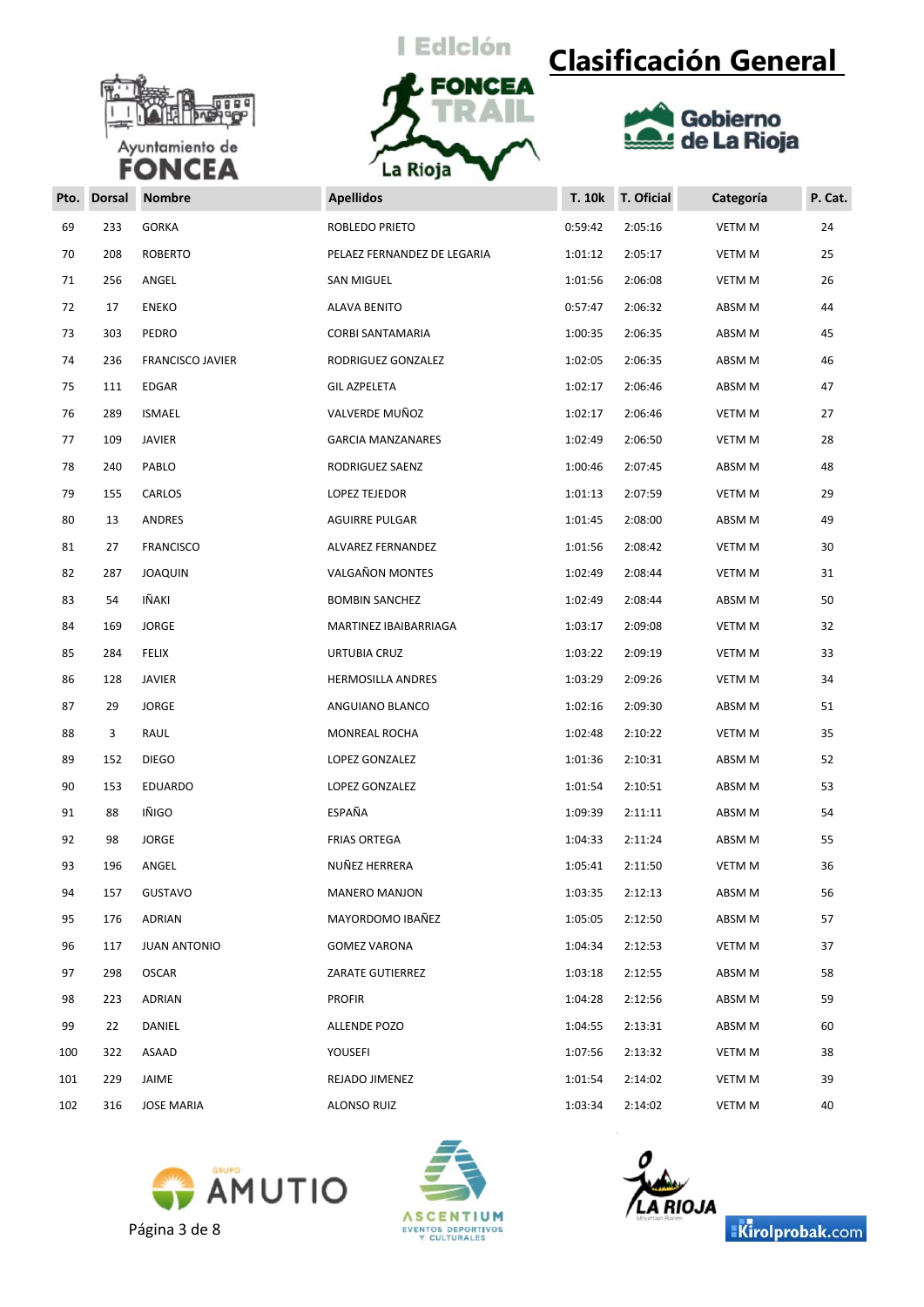I Edición FONCEA TRAIL La Rioja

# Clasificación General

| Pto. | Dorsal | Nombre | Apellidos | T. 10k | T. Oficial | Categoría | P. Cat. |
|---|---|---|---|---|---|---|---|
| 69 | 233 | GORKA | ROBLEDO PRIETO | 0:59:42 | 2:05:16 | VETM M | 24 |
| 70 | 208 | ROBERTO | PELAEZ FERNANDEZ DE LEGARIA | 1:01:12 | 2:05:17 | VETM M | 25 |
| 71 | 256 | ANGEL | SAN MIGUEL | 1:01:56 | 2:06:08 | VETM M | 26 |
| 72 | 17 | ENEKO | ALAVA BENITO | 0:57:47 | 2:06:32 | ABSM M | 44 |
| 73 | 303 | PEDRO | CORBI SANTAMARIA | 1:00:35 | 2:06:35 | ABSM M | 45 |
| 74 | 236 | FRANCISCO JAVIER | RODRIGUEZ GONZALEZ | 1:02:05 | 2:06:35 | ABSM M | 46 |
| 75 | 111 | EDGAR | GIL AZPELETA | 1:02:17 | 2:06:46 | ABSM M | 47 |
| 76 | 289 | ISMAEL | VALVERDE MUÑOZ | 1:02:17 | 2:06:46 | VETM M | 27 |
| 77 | 109 | JAVIER | GARCIA MANZANARES | 1:02:49 | 2:06:50 | VETM M | 28 |
| 78 | 240 | PABLO | RODRIGUEZ SAENZ | 1:00:46 | 2:07:45 | ABSM M | 48 |
| 79 | 155 | CARLOS | LOPEZ TEJEDOR | 1:01:13 | 2:07:59 | VETM M | 29 |
| 80 | 13 | ANDRES | AGUIRRE PULGAR | 1:01:45 | 2:08:00 | ABSM M | 49 |
| 81 | 27 | FRANCISCO | ALVAREZ FERNANDEZ | 1:01:56 | 2:08:42 | VETM M | 30 |
| 82 | 287 | JOAQUIN | VALGAÑON MONTES | 1:02:49 | 2:08:44 | VETM M | 31 |
| 83 | 54 | IÑAKI | BOMBIN SANCHEZ | 1:02:49 | 2:08:44 | ABSM M | 50 |
| 84 | 169 | JORGE | MARTINEZ IBAIBARRIAGA | 1:03:17 | 2:09:08 | VETM M | 32 |
| 85 | 284 | FELIX | URTUBIA CRUZ | 1:03:22 | 2:09:19 | VETM M | 33 |
| 86 | 128 | JAVIER | HERMOSILLA ANDRES | 1:03:29 | 2:09:26 | VETM M | 34 |
| 87 | 29 | JORGE | ANGUIANO BLANCO | 1:02:16 | 2:09:30 | ABSM M | 51 |
| 88 | 3 | RAUL | MONREAL ROCHA | 1:02:48 | 2:10:22 | VETM M | 35 |
| 89 | 152 | DIEGO | LOPEZ GONZALEZ | 1:01:36 | 2:10:31 | ABSM M | 52 |
| 90 | 153 | EDUARDO | LOPEZ GONZALEZ | 1:01:54 | 2:10:51 | ABSM M | 53 |
| 91 | 88 | IÑIGO | ESPAÑA | 1:09:39 | 2:11:11 | ABSM M | 54 |
| 92 | 98 | JORGE | FRIAS ORTEGA | 1:04:33 | 2:11:24 | ABSM M | 55 |
| 93 | 196 | ANGEL | NUÑEZ HERRERA | 1:05:41 | 2:11:50 | VETM M | 36 |
| 94 | 157 | GUSTAVO | MANERO MANJON | 1:03:35 | 2:12:13 | ABSM M | 56 |
| 95 | 176 | ADRIAN | MAYORDOMO IBAÑEZ | 1:05:05 | 2:12:50 | ABSM M | 57 |
| 96 | 117 | JUAN ANTONIO | GOMEZ VARONA | 1:04:34 | 2:12:53 | VETM M | 37 |
| 97 | 298 | OSCAR | ZARATE GUTIERREZ | 1:03:18 | 2:12:55 | ABSM M | 58 |
| 98 | 223 | ADRIAN | PROFIR | 1:04:28 | 2:12:56 | ABSM M | 59 |
| 99 | 22 | DANIEL | ALLENDE POZO | 1:04:55 | 2:13:31 | ABSM M | 60 |
| 100 | 322 | ASAAD | YOUSEFI | 1:07:56 | 2:13:32 | VETM M | 38 |
| 101 | 229 | JAIME | REJADO JIMENEZ | 1:01:54 | 2:14:02 | VETM M | 39 |
| 102 | 316 | JOSE MARIA | ALONSO RUIZ | 1:03:34 | 2:14:02 | VETM M | 40 |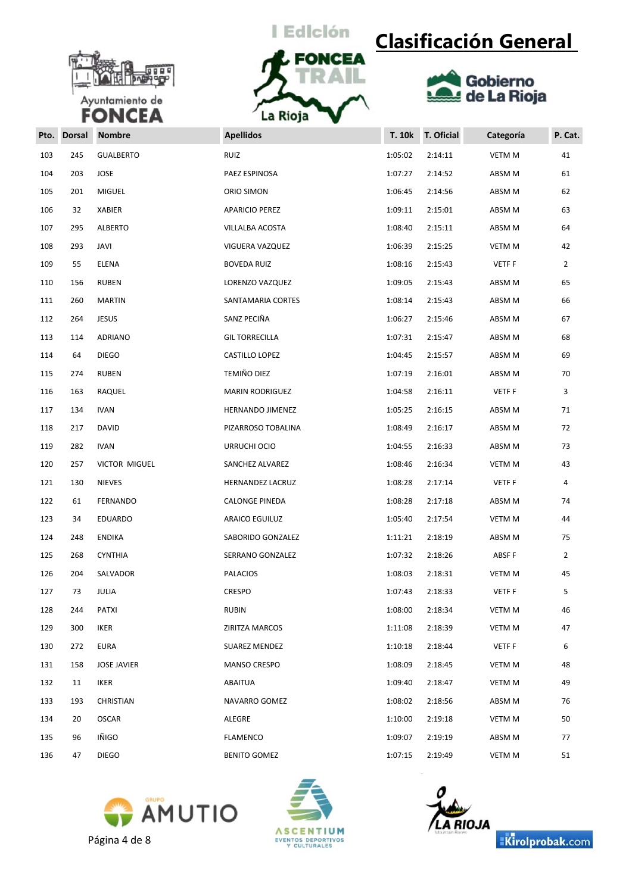# Clasificación General

I Edición FONCEA TRAIL La Rioja

| Pto. | Dorsal | Nombre | Apellidos | T. 10k | T. Oficial | Categoría | P. Cat. |
|---|---|---|---|---|---|---|---|
| 103 | 245 | GUALBERTO | RUIZ | 1:05:02 | 2:14:11 | VETM M | 41 |
| 104 | 203 | JOSE | PAEZ ESPINOSA | 1:07:27 | 2:14:52 | ABSM M | 61 |
| 105 | 201 | MIGUEL | ORIO SIMON | 1:06:45 | 2:14:56 | ABSM M | 62 |
| 106 | 32 | XABIER | APARICIO PEREZ | 1:09:11 | 2:15:01 | ABSM M | 63 |
| 107 | 295 | ALBERTO | VILLALBA ACOSTA | 1:08:40 | 2:15:11 | ABSM M | 64 |
| 108 | 293 | JAVI | VIGUERA VAZQUEZ | 1:06:39 | 2:15:25 | VETM M | 42 |
| 109 | 55 | ELENA | BOVEDA RUIZ | 1:08:16 | 2:15:43 | VETF F | 2 |
| 110 | 156 | RUBEN | LORENZO VAZQUEZ | 1:09:05 | 2:15:43 | ABSM M | 65 |
| 111 | 260 | MARTIN | SANTAMARIA CORTES | 1:08:14 | 2:15:43 | ABSM M | 66 |
| 112 | 264 | JESUS | SANZ PECIÑA | 1:06:27 | 2:15:46 | ABSM M | 67 |
| 113 | 114 | ADRIANO | GIL TORRECILLA | 1:07:31 | 2:15:47 | ABSM M | 68 |
| 114 | 64 | DIEGO | CASTILLO LOPEZ | 1:04:45 | 2:15:57 | ABSM M | 69 |
| 115 | 274 | RUBEN | TEMIÑO DIEZ | 1:07:19 | 2:16:01 | ABSM M | 70 |
| 116 | 163 | RAQUEL | MARIN RODRIGUEZ | 1:04:58 | 2:16:11 | VETF F | 3 |
| 117 | 134 | IVAN | HERNANDO JIMENEZ | 1:05:25 | 2:16:15 | ABSM M | 71 |
| 118 | 217 | DAVID | PIZARROSO TOBALINA | 1:08:49 | 2:16:17 | ABSM M | 72 |
| 119 | 282 | IVAN | URRUCHI OCIO | 1:04:55 | 2:16:33 | ABSM M | 73 |
| 120 | 257 | VICTOR MIGUEL | SANCHEZ ALVAREZ | 1:08:46 | 2:16:34 | VETM M | 43 |
| 121 | 130 | NIEVES | HERNANDEZ LACRUZ | 1:08:28 | 2:17:14 | VETF F | 4 |
| 122 | 61 | FERNANDO | CALONGE PINEDA | 1:08:28 | 2:17:18 | ABSM M | 74 |
| 123 | 34 | EDUARDO | ARAICO EGUILUZ | 1:05:40 | 2:17:54 | VETM M | 44 |
| 124 | 248 | ENDIKA | SABORIDO GONZALEZ | 1:11:21 | 2:18:19 | ABSM M | 75 |
| 125 | 268 | CYNTHIA | SERRANO GONZALEZ | 1:07:32 | 2:18:26 | ABSF F | 2 |
| 126 | 204 | SALVADOR | PALACIOS | 1:08:03 | 2:18:31 | VETM M | 45 |
| 127 | 73 | JULIA | CRESPO | 1:07:43 | 2:18:33 | VETF F | 5 |
| 128 | 244 | PATXI | RUBIN | 1:08:00 | 2:18:34 | VETM M | 46 |
| 129 | 300 | IKER | ZIRITZA MARCOS | 1:11:08 | 2:18:39 | VETM M | 47 |
| 130 | 272 | EURA | SUAREZ MENDEZ | 1:10:18 | 2:18:44 | VETF F | 6 |
| 131 | 158 | JOSE JAVIER | MANSO CRESPO | 1:08:09 | 2:18:45 | VETM M | 48 |
| 132 | 11 | IKER | ABAITUA | 1:09:40 | 2:18:47 | VETM M | 49 |
| 133 | 193 | CHRISTIAN | NAVARRO GOMEZ | 1:08:02 | 2:18:56 | ABSM M | 76 |
| 134 | 20 | OSCAR | ALEGRE | 1:10:00 | 2:19:18 | VETM M | 50 |
| 135 | 96 | IÑIGO | FLAMENCO | 1:09:07 | 2:19:19 | ABSM M | 77 |
| 136 | 47 | DIEGO | BENITO GOMEZ | 1:07:15 | 2:19:49 | VETM M | 51 |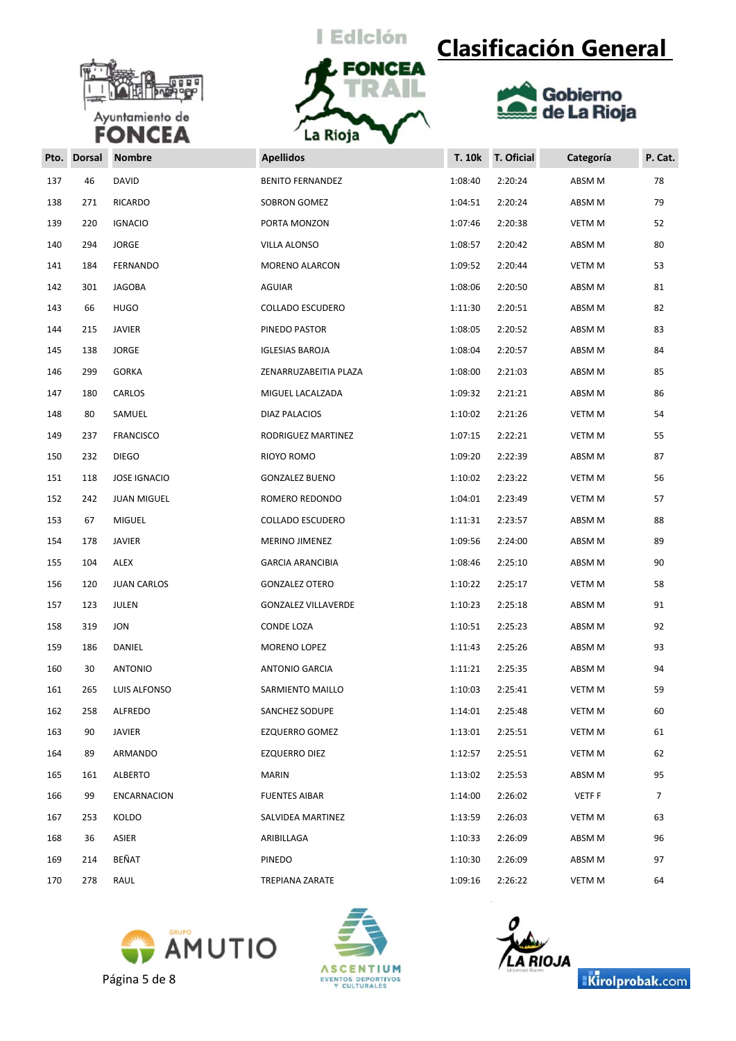# Clasificación General

I Edición FONCEA TRAIL La Rioja

| Pto. | Dorsal | Nombre | Apellidos | T. 10k | T. Oficial | Categoría | P. Cat. |
|---|---|---|---|---|---|---|---|
| 137 | 46 | DAVID | BENITO FERNANDEZ | 1:08:40 | 2:20:24 | ABSM M | 78 |
| 138 | 271 | RICARDO | SOBRON GOMEZ | 1:04:51 | 2:20:24 | ABSM M | 79 |
| 139 | 220 | IGNACIO | PORTA MONZON | 1:07:46 | 2:20:38 | VETM M | 52 |
| 140 | 294 | JORGE | VILLA ALONSO | 1:08:57 | 2:20:42 | ABSM M | 80 |
| 141 | 184 | FERNANDO | MORENO ALARCON | 1:09:52 | 2:20:44 | VETM M | 53 |
| 142 | 301 | JAGOBA | AGUIAR | 1:08:06 | 2:20:50 | ABSM M | 81 |
| 143 | 66 | HUGO | COLLADO ESCUDERO | 1:11:30 | 2:20:51 | ABSM M | 82 |
| 144 | 215 | JAVIER | PINEDO PASTOR | 1:08:05 | 2:20:52 | ABSM M | 83 |
| 145 | 138 | JORGE | IGLESIAS BAROJA | 1:08:04 | 2:20:57 | ABSM M | 84 |
| 146 | 299 | GORKA | ZENARRUZABEITIA PLAZA | 1:08:00 | 2:21:03 | ABSM M | 85 |
| 147 | 180 | CARLOS | MIGUEL LACALZADA | 1:09:32 | 2:21:21 | ABSM M | 86 |
| 148 | 80 | SAMUEL | DIAZ PALACIOS | 1:10:02 | 2:21:26 | VETM M | 54 |
| 149 | 237 | FRANCISCO | RODRIGUEZ MARTINEZ | 1:07:15 | 2:22:21 | VETM M | 55 |
| 150 | 232 | DIEGO | RIOYO ROMO | 1:09:20 | 2:22:39 | ABSM M | 87 |
| 151 | 118 | JOSE IGNACIO | GONZALEZ BUENO | 1:10:02 | 2:23:22 | VETM M | 56 |
| 152 | 242 | JUAN MIGUEL | ROMERO REDONDO | 1:04:01 | 2:23:49 | VETM M | 57 |
| 153 | 67 | MIGUEL | COLLADO ESCUDERO | 1:11:31 | 2:23:57 | ABSM M | 88 |
| 154 | 178 | JAVIER | MERINO JIMENEZ | 1:09:56 | 2:24:00 | ABSM M | 89 |
| 155 | 104 | ALEX | GARCIA ARANCIBIA | 1:08:46 | 2:25:10 | ABSM M | 90 |
| 156 | 120 | JUAN CARLOS | GONZALEZ OTERO | 1:10:22 | 2:25:17 | VETM M | 58 |
| 157 | 123 | JULEN | GONZALEZ VILLAVERDE | 1:10:23 | 2:25:18 | ABSM M | 91 |
| 158 | 319 | JON | CONDE LOZA | 1:10:51 | 2:25:23 | ABSM M | 92 |
| 159 | 186 | DANIEL | MORENO LOPEZ | 1:11:43 | 2:25:26 | ABSM M | 93 |
| 160 | 30 | ANTONIO | ANTONIO GARCIA | 1:11:21 | 2:25:35 | ABSM M | 94 |
| 161 | 265 | LUIS ALFONSO | SARMIENTO MAILLO | 1:10:03 | 2:25:41 | VETM M | 59 |
| 162 | 258 | ALFREDO | SANCHEZ SODUPE | 1:14:01 | 2:25:48 | VETM M | 60 |
| 163 | 90 | JAVIER | EZQUERRO GOMEZ | 1:13:01 | 2:25:51 | VETM M | 61 |
| 164 | 89 | ARMANDO | EZQUERRO DIEZ | 1:12:57 | 2:25:51 | VETM M | 62 |
| 165 | 161 | ALBERTO | MARIN | 1:13:02 | 2:25:53 | ABSM M | 95 |
| 166 | 99 | ENCARNACION | FUENTES AIBAR | 1:14:00 | 2:26:02 | VETF F | 7 |
| 167 | 253 | KOLDO | SALVIDEA MARTINEZ | 1:13:59 | 2:26:03 | VETM M | 63 |
| 168 | 36 | ASIER | ARIBILLAGA | 1:10:33 | 2:26:09 | ABSM M | 96 |
| 169 | 214 | BEÑAT | PINEDO | 1:10:30 | 2:26:09 | ABSM M | 97 |
| 170 | 278 | RAUL | TREPIANA ZARATE | 1:09:16 | 2:26:22 | VETM M | 64 |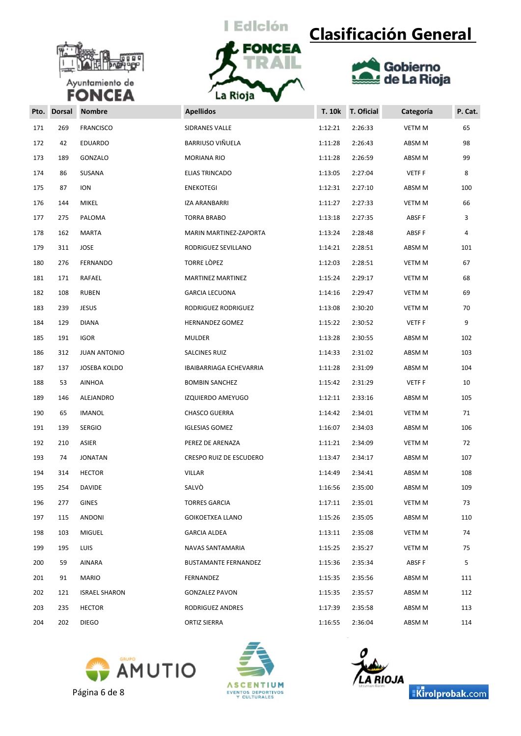I Edición FONCEA TRAIL La Rioja

# Clasificación General

Ayuntamiento de FONCEA — Gobierno de La Rioja

| Pto. | Dorsal | Nombre | Apellidos | T. 10k | T. Oficial | Categoría | P. Cat. |
|---|---|---|---|---|---|---|---|
| 171 | 269 | FRANCISCO | SIDRANES VALLE | 1:12:21 | 2:26:33 | VETM M | 65 |
| 172 | 42 | EDUARDO | BARRIUSO VIÑUELA | 1:11:28 | 2:26:43 | ABSM M | 98 |
| 173 | 189 | GONZALO | MORIANA RIO | 1:11:28 | 2:26:59 | ABSM M | 99 |
| 174 | 86 | SUSANA | ELIAS TRINCADO | 1:13:05 | 2:27:04 | VETF F | 8 |
| 175 | 87 | ION | ENEKOTEGI | 1:12:31 | 2:27:10 | ABSM M | 100 |
| 176 | 144 | MIKEL | IZA ARANBARRI | 1:11:27 | 2:27:33 | VETM M | 66 |
| 177 | 275 | PALOMA | TORRA BRABO | 1:13:18 | 2:27:35 | ABSF F | 3 |
| 178 | 162 | MARTA | MARIN MARTINEZ-ZAPORTA | 1:13:24 | 2:28:48 | ABSF F | 4 |
| 179 | 311 | JOSE | RODRIGUEZ SEVILLANO | 1:14:21 | 2:28:51 | ABSM M | 101 |
| 180 | 276 | FERNANDO | TORRE LÒPEZ | 1:12:03 | 2:28:51 | VETM M | 67 |
| 181 | 171 | RAFAEL | MARTINEZ MARTINEZ | 1:15:24 | 2:29:17 | VETM M | 68 |
| 182 | 108 | RUBEN | GARCIA LECUONA | 1:14:16 | 2:29:47 | VETM M | 69 |
| 183 | 239 | JESUS | RODRIGUEZ RODRIGUEZ | 1:13:08 | 2:30:20 | VETM M | 70 |
| 184 | 129 | DIANA | HERNANDEZ GOMEZ | 1:15:22 | 2:30:52 | VETF F | 9 |
| 185 | 191 | IGOR | MULDER | 1:13:28 | 2:30:55 | ABSM M | 102 |
| 186 | 312 | JUAN ANTONIO | SALCINES RUIZ | 1:14:33 | 2:31:02 | ABSM M | 103 |
| 187 | 137 | JOSEBA KOLDO | IBAIBARRIAGA ECHEVARRIA | 1:11:28 | 2:31:09 | ABSM M | 104 |
| 188 | 53 | AINHOA | BOMBIN SANCHEZ | 1:15:42 | 2:31:29 | VETF F | 10 |
| 189 | 146 | ALEJANDRO | IZQUIERDO AMEYUGO | 1:12:11 | 2:33:16 | ABSM M | 105 |
| 190 | 65 | IMANOL | CHASCO GUERRA | 1:14:42 | 2:34:01 | VETM M | 71 |
| 191 | 139 | SERGIO | IGLESIAS GOMEZ | 1:16:07 | 2:34:03 | ABSM M | 106 |
| 192 | 210 | ASIER | PEREZ DE ARENAZA | 1:11:21 | 2:34:09 | VETM M | 72 |
| 193 | 74 | JONATAN | CRESPO RUIZ DE ESCUDERO | 1:13:47 | 2:34:17 | ABSM M | 107 |
| 194 | 314 | HECTOR | VILLAR | 1:14:49 | 2:34:41 | ABSM M | 108 |
| 195 | 254 | DAVIDE | SALVÒ | 1:16:56 | 2:35:00 | ABSM M | 109 |
| 196 | 277 | GINES | TORRES GARCIA | 1:17:11 | 2:35:01 | VETM M | 73 |
| 197 | 115 | ANDONI | GOIKOETXEA LLANO | 1:15:26 | 2:35:05 | ABSM M | 110 |
| 198 | 103 | MIGUEL | GARCIA ALDEA | 1:13:11 | 2:35:08 | VETM M | 74 |
| 199 | 195 | LUIS | NAVAS SANTAMARIA | 1:15:25 | 2:35:27 | VETM M | 75 |
| 200 | 59 | AINARA | BUSTAMANTE FERNANDEZ | 1:15:36 | 2:35:34 | ABSF F | 5 |
| 201 | 91 | MARIO | FERNANDEZ | 1:15:35 | 2:35:56 | ABSM M | 111 |
| 202 | 121 | ISRAEL SHARON | GONZALEZ PAVON | 1:15:35 | 2:35:57 | ABSM M | 112 |
| 203 | 235 | HECTOR | RODRIGUEZ ANDRES | 1:17:39 | 2:35:58 | ABSM M | 113 |
| 204 | 202 | DIEGO | ORTIZ SIERRA | 1:16:55 | 2:36:04 | ABSM M | 114 |

GRUPO AMUTIO — ASCENTIUM EVENTOS DEPORTIVOS Y CULTURALES — LA RIOJA Mountain Races — Kirolprobak.com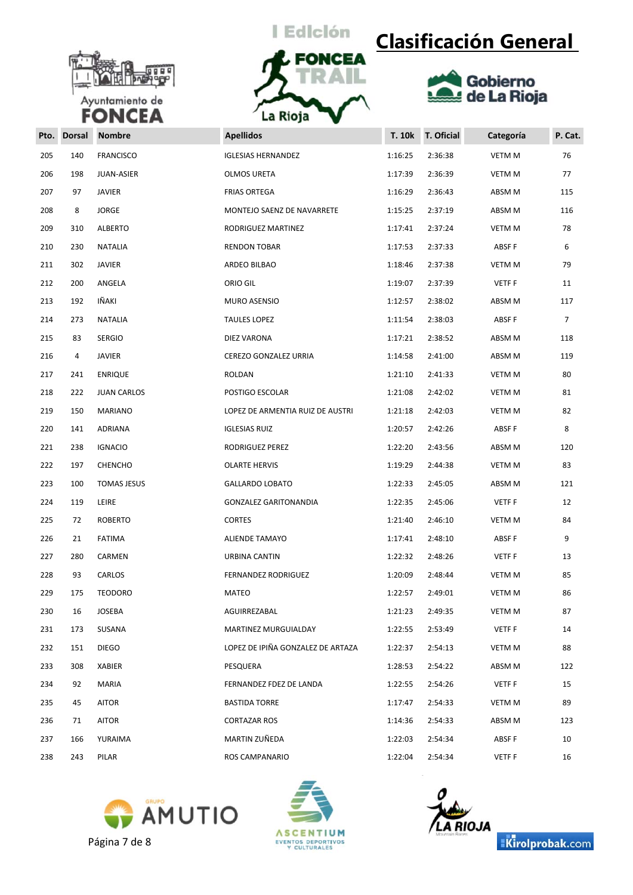# Clasificación General

I Edición FONCEA TRAIL La Rioja

| Pto. | Dorsal | Nombre | Apellidos | T. 10k | T. Oficial | Categoría | P. Cat. |
|---|---|---|---|---|---|---|---|
| 205 | 140 | FRANCISCO | IGLESIAS HERNANDEZ | 1:16:25 | 2:36:38 | VETM M | 76 |
| 206 | 198 | JUAN-ASIER | OLMOS URETA | 1:17:39 | 2:36:39 | VETM M | 77 |
| 207 | 97 | JAVIER | FRIAS ORTEGA | 1:16:29 | 2:36:43 | ABSM M | 115 |
| 208 | 8 | JORGE | MONTEJO SAENZ DE NAVARRETE | 1:15:25 | 2:37:19 | ABSM M | 116 |
| 209 | 310 | ALBERTO | RODRIGUEZ MARTINEZ | 1:17:41 | 2:37:24 | VETM M | 78 |
| 210 | 230 | NATALIA | RENDON TOBAR | 1:17:53 | 2:37:33 | ABSF F | 6 |
| 211 | 302 | JAVIER | ARDEO BILBAO | 1:18:46 | 2:37:38 | VETM M | 79 |
| 212 | 200 | ANGELA | ORIO GIL | 1:19:07 | 2:37:39 | VETF F | 11 |
| 213 | 192 | IÑAKI | MURO ASENSIO | 1:12:57 | 2:38:02 | ABSM M | 117 |
| 214 | 273 | NATALIA | TAULES LOPEZ | 1:11:54 | 2:38:03 | ABSF F | 7 |
| 215 | 83 | SERGIO | DIEZ VARONA | 1:17:21 | 2:38:52 | ABSM M | 118 |
| 216 | 4 | JAVIER | CEREZO GONZALEZ URRIA | 1:14:58 | 2:41:00 | ABSM M | 119 |
| 217 | 241 | ENRIQUE | ROLDAN | 1:21:10 | 2:41:33 | VETM M | 80 |
| 218 | 222 | JUAN CARLOS | POSTIGO ESCOLAR | 1:21:08 | 2:42:02 | VETM M | 81 |
| 219 | 150 | MARIANO | LOPEZ DE ARMENTIA RUIZ DE AUSTRI | 1:21:18 | 2:42:03 | VETM M | 82 |
| 220 | 141 | ADRIANA | IGLESIAS RUIZ | 1:20:57 | 2:42:26 | ABSF F | 8 |
| 221 | 238 | IGNACIO | RODRIGUEZ PEREZ | 1:22:20 | 2:43:56 | ABSM M | 120 |
| 222 | 197 | CHENCHO | OLARTE HERVIS | 1:19:29 | 2:44:38 | VETM M | 83 |
| 223 | 100 | TOMAS JESUS | GALLARDO LOBATO | 1:22:33 | 2:45:05 | ABSM M | 121 |
| 224 | 119 | LEIRE | GONZALEZ GARITONANDIA | 1:22:35 | 2:45:06 | VETF F | 12 |
| 225 | 72 | ROBERTO | CORTES | 1:21:40 | 2:46:10 | VETM M | 84 |
| 226 | 21 | FATIMA | ALIENDE TAMAYO | 1:17:41 | 2:48:10 | ABSF F | 9 |
| 227 | 280 | CARMEN | URBINA CANTIN | 1:22:32 | 2:48:26 | VETF F | 13 |
| 228 | 93 | CARLOS | FERNANDEZ RODRIGUEZ | 1:20:09 | 2:48:44 | VETM M | 85 |
| 229 | 175 | TEODORO | MATEO | 1:22:57 | 2:49:01 | VETM M | 86 |
| 230 | 16 | JOSEBA | AGUIRREZABAL | 1:21:23 | 2:49:35 | VETM M | 87 |
| 231 | 173 | SUSANA | MARTINEZ MURGUIALDAY | 1:22:55 | 2:53:49 | VETF F | 14 |
| 232 | 151 | DIEGO | LOPEZ DE IPIÑA GONZALEZ DE ARTAZA | 1:22:37 | 2:54:13 | VETM M | 88 |
| 233 | 308 | XABIER | PESQUERA | 1:28:53 | 2:54:22 | ABSM M | 122 |
| 234 | 92 | MARIA | FERNANDEZ FDEZ DE LANDA | 1:22:55 | 2:54:26 | VETF F | 15 |
| 235 | 45 | AITOR | BASTIDA TORRE | 1:17:47 | 2:54:33 | VETM M | 89 |
| 236 | 71 | AITOR | CORTAZAR ROS | 1:14:36 | 2:54:33 | ABSM M | 123 |
| 237 | 166 | YURAIMA | MARTIN ZUÑEDA | 1:22:03 | 2:54:34 | ABSF F | 10 |
| 238 | 243 | PILAR | ROS CAMPANARIO | 1:22:04 | 2:54:34 | VETF F | 16 |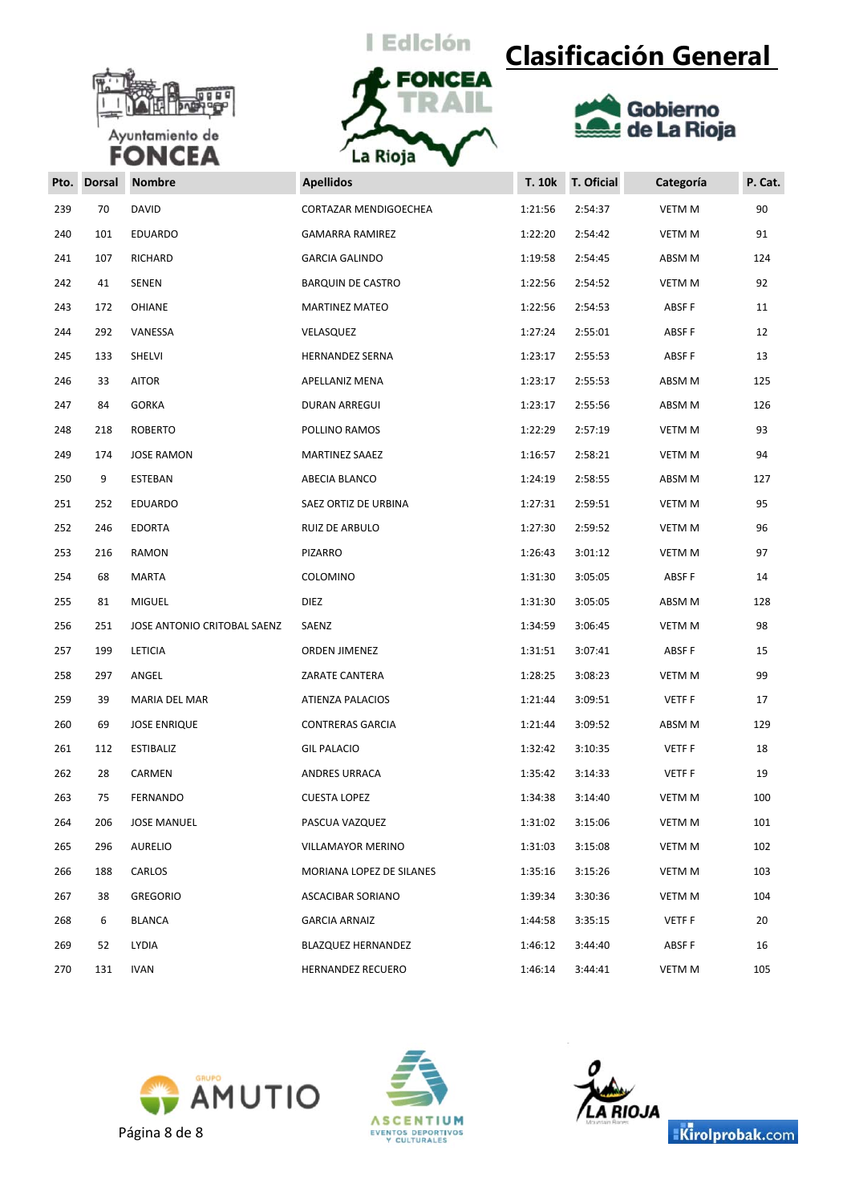# Clasificación General

| Pto. | Dorsal | Nombre | Apellidos | T. 10k | T. Oficial | Categoría | P. Cat. |
|---|---|---|---|---|---|---|---|
| 239 | 70 | DAVID | CORTAZAR MENDIGOECHEA | 1:21:56 | 2:54:37 | VETM M | 90 |
| 240 | 101 | EDUARDO | GAMARRA RAMIREZ | 1:22:20 | 2:54:42 | VETM M | 91 |
| 241 | 107 | RICHARD | GARCIA GALINDO | 1:19:58 | 2:54:45 | ABSM M | 124 |
| 242 | 41 | SENEN | BARQUIN DE CASTRO | 1:22:56 | 2:54:52 | VETM M | 92 |
| 243 | 172 | OHIANE | MARTINEZ MATEO | 1:22:56 | 2:54:53 | ABSF F | 11 |
| 244 | 292 | VANESSA | VELASQUEZ | 1:27:24 | 2:55:01 | ABSF F | 12 |
| 245 | 133 | SHELVI | HERNANDEZ SERNA | 1:23:17 | 2:55:53 | ABSF F | 13 |
| 246 | 33 | AITOR | APELLANIZ MENA | 1:23:17 | 2:55:53 | ABSM M | 125 |
| 247 | 84 | GORKA | DURAN ARREGUI | 1:23:17 | 2:55:56 | ABSM M | 126 |
| 248 | 218 | ROBERTO | POLLINO RAMOS | 1:22:29 | 2:57:19 | VETM M | 93 |
| 249 | 174 | JOSE RAMON | MARTINEZ SAAEZ | 1:16:57 | 2:58:21 | VETM M | 94 |
| 250 | 9 | ESTEBAN | ABECIA BLANCO | 1:24:19 | 2:58:55 | ABSM M | 127 |
| 251 | 252 | EDUARDO | SAEZ ORTIZ DE URBINA | 1:27:31 | 2:59:51 | VETM M | 95 |
| 252 | 246 | EDORTA | RUIZ DE ARBULO | 1:27:30 | 2:59:52 | VETM M | 96 |
| 253 | 216 | RAMON | PIZARRO | 1:26:43 | 3:01:12 | VETM M | 97 |
| 254 | 68 | MARTA | COLOMINO | 1:31:30 | 3:05:05 | ABSF F | 14 |
| 255 | 81 | MIGUEL | DIEZ | 1:31:30 | 3:05:05 | ABSM M | 128 |
| 256 | 251 | JOSE ANTONIO CRITOBAL SAENZ | SAENZ | 1:34:59 | 3:06:45 | VETM M | 98 |
| 257 | 199 | LETICIA | ORDEN JIMENEZ | 1:31:51 | 3:07:41 | ABSF F | 15 |
| 258 | 297 | ANGEL | ZARATE CANTERA | 1:28:25 | 3:08:23 | VETM M | 99 |
| 259 | 39 | MARIA DEL MAR | ATIENZA PALACIOS | 1:21:44 | 3:09:51 | VETF F | 17 |
| 260 | 69 | JOSE ENRIQUE | CONTRERAS GARCIA | 1:21:44 | 3:09:52 | ABSM M | 129 |
| 261 | 112 | ESTIBALIZ | GIL PALACIO | 1:32:42 | 3:10:35 | VETF F | 18 |
| 262 | 28 | CARMEN | ANDRES URRACA | 1:35:42 | 3:14:33 | VETF F | 19 |
| 263 | 75 | FERNANDO | CUESTA LOPEZ | 1:34:38 | 3:14:40 | VETM M | 100 |
| 264 | 206 | JOSE MANUEL | PASCUA VAZQUEZ | 1:31:02 | 3:15:06 | VETM M | 101 |
| 265 | 296 | AURELIO | VILLAMAYOR MERINO | 1:31:03 | 3:15:08 | VETM M | 102 |
| 266 | 188 | CARLOS | MORIANA LOPEZ DE SILANES | 1:35:16 | 3:15:26 | VETM M | 103 |
| 267 | 38 | GREGORIO | ASCACIBAR SORIANO | 1:39:34 | 3:30:36 | VETM M | 104 |
| 268 | 6 | BLANCA | GARCIA ARNAIZ | 1:44:58 | 3:35:15 | VETF F | 20 |
| 269 | 52 | LYDIA | BLAZQUEZ HERNANDEZ | 1:46:12 | 3:44:40 | ABSF F | 16 |
| 270 | 131 | IVAN | HERNANDEZ RECUERO | 1:46:14 | 3:44:41 | VETM M | 105 |